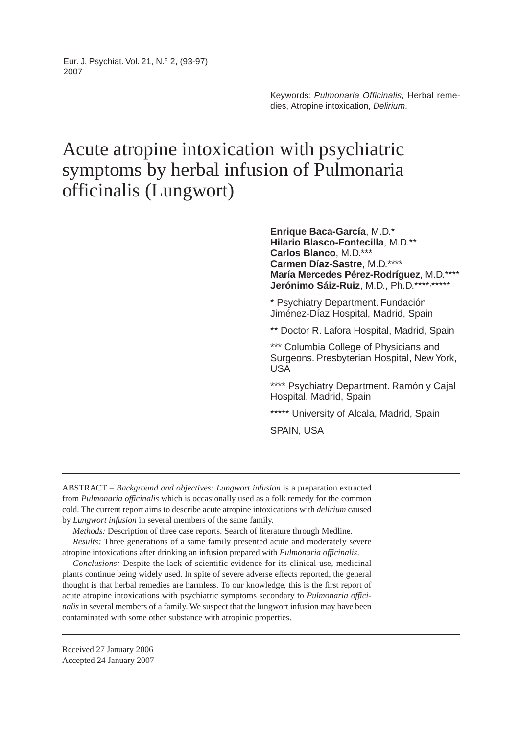Keywords: *Pulmonaria Officinalis*, Herbal remedies, Atropine intoxication, *Delirium*.

# Acute atropine intoxication with psychiatric symptoms by herbal infusion of Pulmonaria officinalis (Lungwort)

**Enrique Baca-García**, M.D.*
**Hilario Blasco-Fontecilla**, M.D.**
**Carlos Blanco**, M.D.***
**Carmen Díaz-Sastre**, M.D.****
**María Mercedes Pérez-Rodríguez**, M.D.****
**Jerónimo Sáiz-Ruiz**, M.D., Ph.D.****,*****

* Psychiatry Department. Fundación Jiménez-Díaz Hospital, Madrid, Spain

** Doctor R. Lafora Hospital, Madrid, Spain

*** Columbia College of Physicians and Surgeons. Presbyterian Hospital, New York, USA

**** Psychiatry Department. Ramón y Cajal Hospital, Madrid, Spain

***** University of Alcala, Madrid, Spain

SPAIN, USA

---

ABSTRACT – *Background and objectives: Lungwort infusion* is a preparation extracted from *Pulmonaria officinalis* which is occasionally used as a folk remedy for the common cold. The current report aims to describe acute atropine intoxications with *delirium* caused by *Lungwort infusion* in several members of the same family.

*Methods:* Description of three case reports. Search of literature through Medline.

*Results:* Three generations of a same family presented acute and moderately severe atropine intoxications after drinking an infusion prepared with *Pulmonaria officinalis*.

*Conclusions:* Despite the lack of scientific evidence for its clinical use, medicinal plants continue being widely used. In spite of severe adverse effects reported, the general thought is that herbal remedies are harmless. To our knowledge, this is the first report of acute atropine intoxications with psychiatric symptoms secondary to *Pulmonaria officinalis* in several members of a family. We suspect that the lungwort infusion may have been contaminated with some other substance with atropinic properties.

---

Received 27 January 2006
Accepted 24 January 2007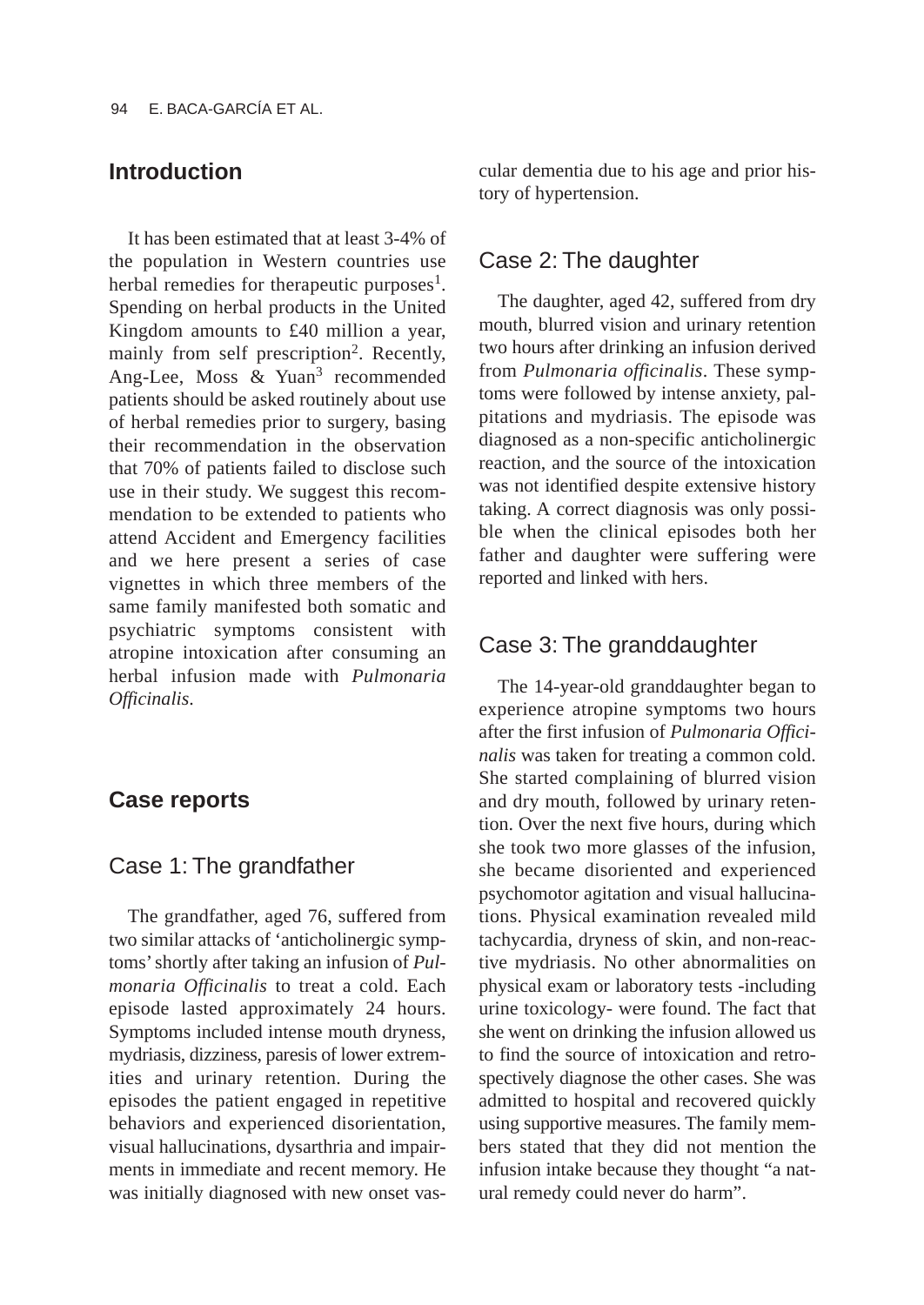## Introduction

It has been estimated that at least 3-4% of the population in Western countries use herbal remedies for therapeutic purposes[1]. Spending on herbal products in the United Kingdom amounts to £40 million a year, mainly from self prescription[2]. Recently, Ang-Lee, Moss & Yuan[3] recommended patients should be asked routinely about use of herbal remedies prior to surgery, basing their recommendation in the observation that 70% of patients failed to disclose such use in their study. We suggest this recommendation to be extended to patients who attend Accident and Emergency facilities and we here present a series of case vignettes in which three members of the same family manifested both somatic and psychiatric symptoms consistent with atropine intoxication after consuming an herbal infusion made with *Pulmonaria Officinalis*.

## Case reports

### Case 1: The grandfather

The grandfather, aged 76, suffered from two similar attacks of 'anticholinergic symptoms' shortly after taking an infusion of *Pulmonaria Officinalis* to treat a cold. Each episode lasted approximately 24 hours. Symptoms included intense mouth dryness, mydriasis, dizziness, paresis of lower extremities and urinary retention. During the episodes the patient engaged in repetitive behaviors and experienced disorientation, visual hallucinations, dysarthria and impairments in immediate and recent memory. He was initially diagnosed with new onset vascular dementia due to his age and prior history of hypertension.

### Case 2: The daughter

The daughter, aged 42, suffered from dry mouth, blurred vision and urinary retention two hours after drinking an infusion derived from *Pulmonaria officinalis*. These symptoms were followed by intense anxiety, palpitations and mydriasis. The episode was diagnosed as a non-specific anticholinergic reaction, and the source of the intoxication was not identified despite extensive history taking. A correct diagnosis was only possible when the clinical episodes both her father and daughter were suffering were reported and linked with hers.

### Case 3: The granddaughter

The 14-year-old granddaughter began to experience atropine symptoms two hours after the first infusion of *Pulmonaria Officinalis* was taken for treating a common cold. She started complaining of blurred vision and dry mouth, followed by urinary retention. Over the next five hours, during which she took two more glasses of the infusion, she became disoriented and experienced psychomotor agitation and visual hallucinations. Physical examination revealed mild tachycardia, dryness of skin, and non-reactive mydriasis. No other abnormalities on physical exam or laboratory tests -including urine toxicology- were found. The fact that she went on drinking the infusion allowed us to find the source of intoxication and retrospectively diagnose the other cases. She was admitted to hospital and recovered quickly using supportive measures. The family members stated that they did not mention the infusion intake because they thought "a natural remedy could never do harm".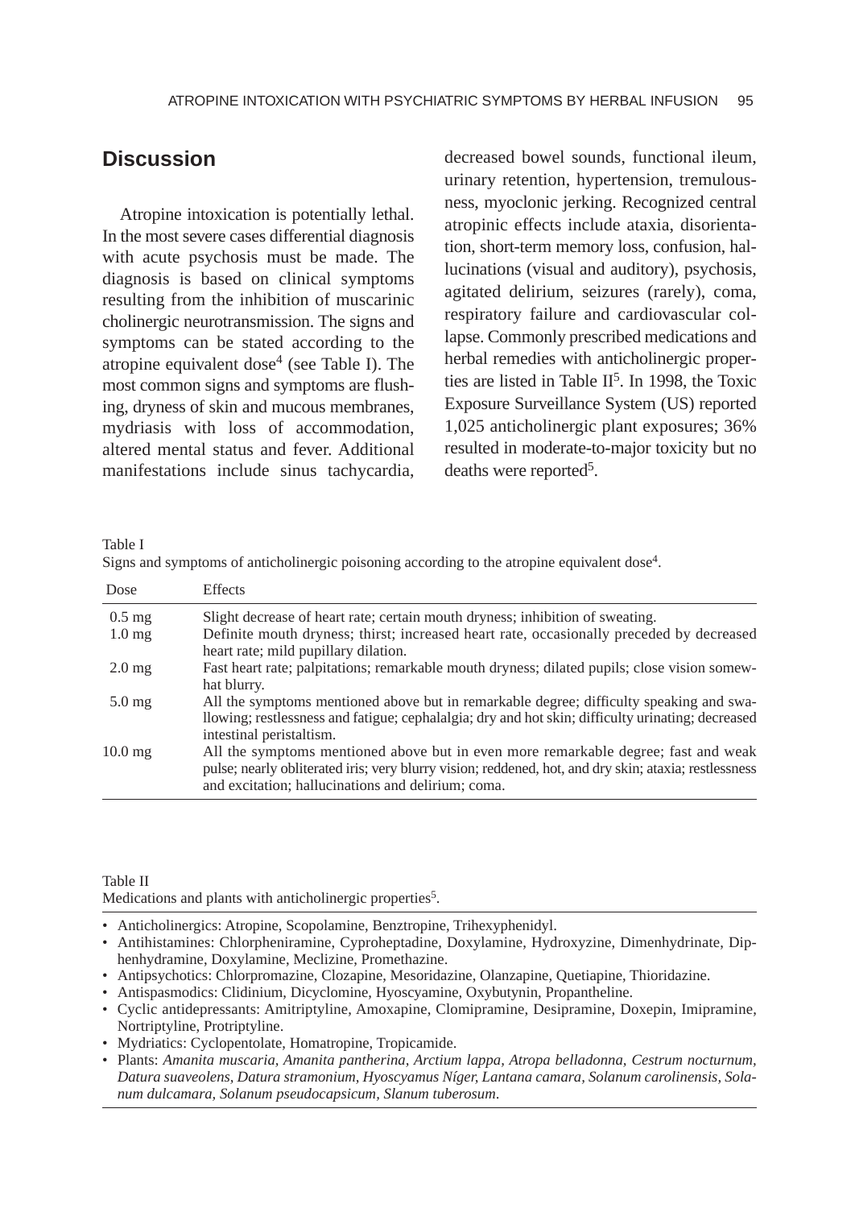## Discussion

Atropine intoxication is potentially lethal. In the most severe cases differential diagnosis with acute psychosis must be made. The diagnosis is based on clinical symptoms resulting from the inhibition of muscarinic cholinergic neurotransmission. The signs and symptoms can be stated according to the atropine equivalent dose[4] (see Table I). The most common signs and symptoms are flushing, dryness of skin and mucous membranes, mydriasis with loss of accommodation, altered mental status and fever. Additional manifestations include sinus tachycardia, decreased bowel sounds, functional ileum, urinary retention, hypertension, tremulousness, myoclonic jerking. Recognized central atropinic effects include ataxia, disorientation, short-term memory loss, confusion, hallucinations (visual and auditory), psychosis, agitated delirium, seizures (rarely), coma, respiratory failure and cardiovascular collapse. Commonly prescribed medications and herbal remedies with anticholinergic properties are listed in Table II[5]. In 1998, the Toxic Exposure Surveillance System (US) reported 1,025 anticholinergic plant exposures; 36% resulted in moderate-to-major toxicity but no deaths were reported[5].

Table I
Signs and symptoms of anticholinergic poisoning according to the atropine equivalent dose[4].

| Dose | Effects |
|---|---|
| 0.5 mg | Slight decrease of heart rate; certain mouth dryness; inhibition of sweating. |
| 1.0 mg | Definite mouth dryness; thirst; increased heart rate, occasionally preceded by decreased heart rate; mild pupillary dilation. |
| 2.0 mg | Fast heart rate; palpitations; remarkable mouth dryness; dilated pupils; close vision somewhat blurry. |
| 5.0 mg | All the symptoms mentioned above but in remarkable degree; difficulty speaking and swallowing; restlessness and fatigue; cephalalgia; dry and hot skin; difficulty urinating; decreased intestinal peristaltism. |
| 10.0 mg | All the symptoms mentioned above but in even more remarkable degree; fast and weak pulse; nearly obliterated iris; very blurry vision; reddened, hot, and dry skin; ataxia; restlessness and excitation; hallucinations and delirium; coma. |

Table II
Medications and plants with anticholinergic properties[5].

- Anticholinergics: Atropine, Scopolamine, Benztropine, Trihexyphenidyl.
- Antihistamines: Chlorpheniramine, Cyproheptadine, Doxylamine, Hydroxyzine, Dimenhydrinate, Diphenhydramine, Doxylamine, Meclizine, Promethazine.
- Antipsychotics: Chlorpromazine, Clozapine, Mesoridazine, Olanzapine, Quetiapine, Thioridazine.
- Antispasmodics: Clidinium, Dicyclomine, Hyoscyamine, Oxybutynin, Propantheline.
- Cyclic antidepressants: Amitriptyline, Amoxapine, Clomipramine, Desipramine, Doxepin, Imipramine, Nortriptyline, Protriptyline.
- Mydriatics: Cyclopentolate, Homatropine, Tropicamide.
- Plants: *Amanita muscaria, Amanita pantherina, Arctium lappa, Atropa belladonna, Cestrum nocturnum, Datura suaveolens, Datura stramonium, Hyoscyamus Níger, Lantana camara, Solanum carolinensis, Solanum dulcamara, Solanum pseudocapsicum, Slanum tuberosum*.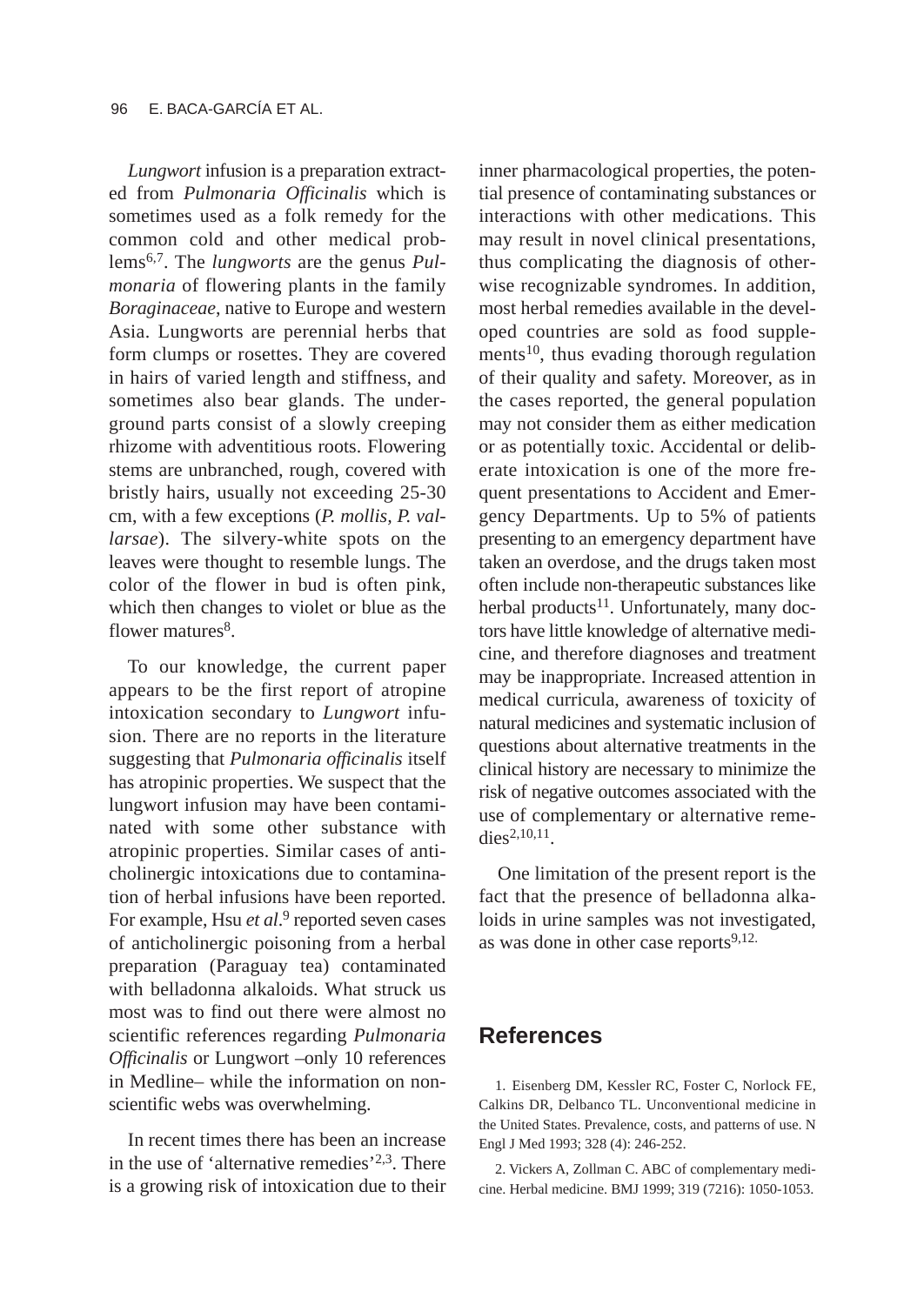*Lungwort* infusion is a preparation extracted from *Pulmonaria Officinalis* which is sometimes used as a folk remedy for the common cold and other medical problems[6,7]. The *lungworts* are the genus *Pulmonaria* of flowering plants in the family *Boraginaceae*, native to Europe and western Asia. Lungworts are perennial herbs that form clumps or rosettes. They are covered in hairs of varied length and stiffness, and sometimes also bear glands. The underground parts consist of a slowly creeping rhizome with adventitious roots. Flowering stems are unbranched, rough, covered with bristly hairs, usually not exceeding 25-30 cm, with a few exceptions (*P. mollis*, *P. vallarsae*). The silvery-white spots on the leaves were thought to resemble lungs. The color of the flower in bud is often pink, which then changes to violet or blue as the flower matures[8].

To our knowledge, the current paper appears to be the first report of atropine intoxication secondary to *Lungwort* infusion. There are no reports in the literature suggesting that *Pulmonaria officinalis* itself has atropinic properties. We suspect that the lungwort infusion may have been contaminated with some other substance with atropinic properties. Similar cases of anticholinergic intoxications due to contamination of herbal infusions have been reported. For example, Hsu *et al*.[9] reported seven cases of anticholinergic poisoning from a herbal preparation (Paraguay tea) contaminated with belladonna alkaloids. What struck us most was to find out there were almost no scientific references regarding *Pulmonaria Officinalis* or Lungwort –only 10 references in Medline– while the information on non-scientific webs was overwhelming.

In recent times there has been an increase in the use of 'alternative remedies'[2,3]. There is a growing risk of intoxication due to their inner pharmacological properties, the potential presence of contaminating substances or interactions with other medications. This may result in novel clinical presentations, thus complicating the diagnosis of otherwise recognizable syndromes. In addition, most herbal remedies available in the developed countries are sold as food supplements[10], thus evading thorough regulation of their quality and safety. Moreover, as in the cases reported, the general population may not consider them as either medication or as potentially toxic. Accidental or deliberate intoxication is one of the more frequent presentations to Accident and Emergency Departments. Up to 5% of patients presenting to an emergency department have taken an overdose, and the drugs taken most often include non-therapeutic substances like herbal products[11]. Unfortunately, many doctors have little knowledge of alternative medicine, and therefore diagnoses and treatment may be inappropriate. Increased attention in medical curricula, awareness of toxicity of natural medicines and systematic inclusion of questions about alternative treatments in the clinical history are necessary to minimize the risk of negative outcomes associated with the use of complementary or alternative remedies[2,10,11].

One limitation of the present report is the fact that the presence of belladonna alkaloids in urine samples was not investigated, as was done in other case reports[9,12].

## References

1. Eisenberg DM, Kessler RC, Foster C, Norlock FE, Calkins DR, Delbanco TL. Unconventional medicine in the United States. Prevalence, costs, and patterns of use. N Engl J Med 1993; 328 (4): 246-252.

2. Vickers A, Zollman C. ABC of complementary medicine. Herbal medicine. BMJ 1999; 319 (7216): 1050-1053.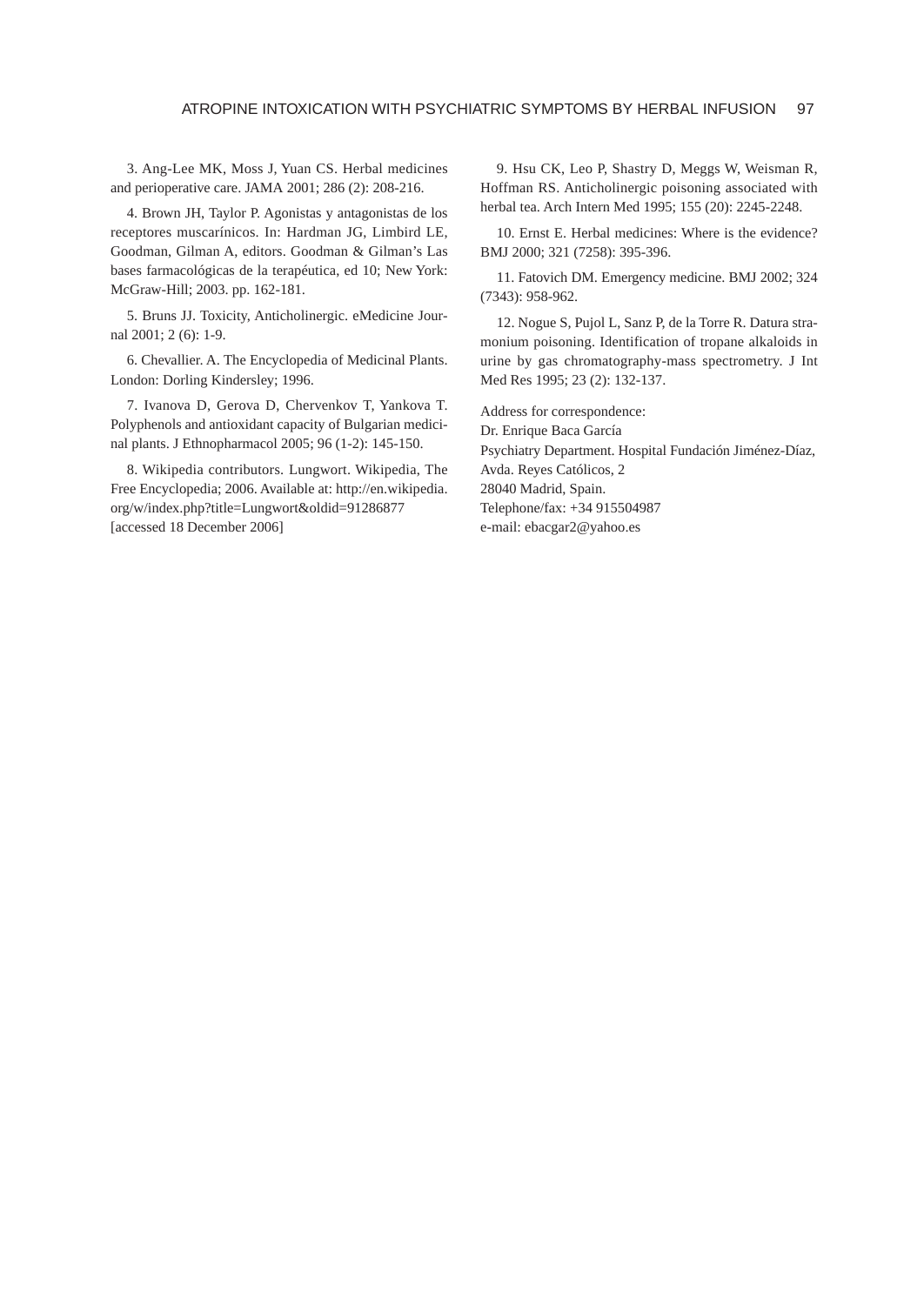3. Ang-Lee MK, Moss J, Yuan CS. Herbal medicines and perioperative care. JAMA 2001; 286 (2): 208-216.

4. Brown JH, Taylor P. Agonistas y antagonistas de los receptores muscarínicos. In: Hardman JG, Limbird LE, Goodman, Gilman A, editors. Goodman & Gilman's Las bases farmacológicas de la terapéutica, ed 10; New York: McGraw-Hill; 2003. pp. 162-181.

5. Bruns JJ. Toxicity, Anticholinergic. eMedicine Journal 2001; 2 (6): 1-9.

6. Chevallier. A. The Encyclopedia of Medicinal Plants. London: Dorling Kindersley; 1996.

7. Ivanova D, Gerova D, Chervenkov T, Yankova T. Polyphenols and antioxidant capacity of Bulgarian medicinal plants. J Ethnopharmacol 2005; 96 (1-2): 145-150.

8. Wikipedia contributors. Lungwort. Wikipedia, The Free Encyclopedia; 2006. Available at: http://en.wikipedia.org/w/index.php?title=Lungwort&oldid=91286877 [accessed 18 December 2006]

9. Hsu CK, Leo P, Shastry D, Meggs W, Weisman R, Hoffman RS. Anticholinergic poisoning associated with herbal tea. Arch Intern Med 1995; 155 (20): 2245-2248.

10. Ernst E. Herbal medicines: Where is the evidence? BMJ 2000; 321 (7258): 395-396.

11. Fatovich DM. Emergency medicine. BMJ 2002; 324 (7343): 958-962.

12. Nogue S, Pujol L, Sanz P, de la Torre R. Datura stramonium poisoning. Identification of tropane alkaloids in urine by gas chromatography-mass spectrometry. J Int Med Res 1995; 23 (2): 132-137.

Address for correspondence:
Dr. Enrique Baca García
Psychiatry Department. Hospital Fundación Jiménez-Díaz,
Avda. Reyes Católicos, 2
28040 Madrid, Spain.
Telephone/fax: +34 915504987
e-mail: ebacgar2@yahoo.es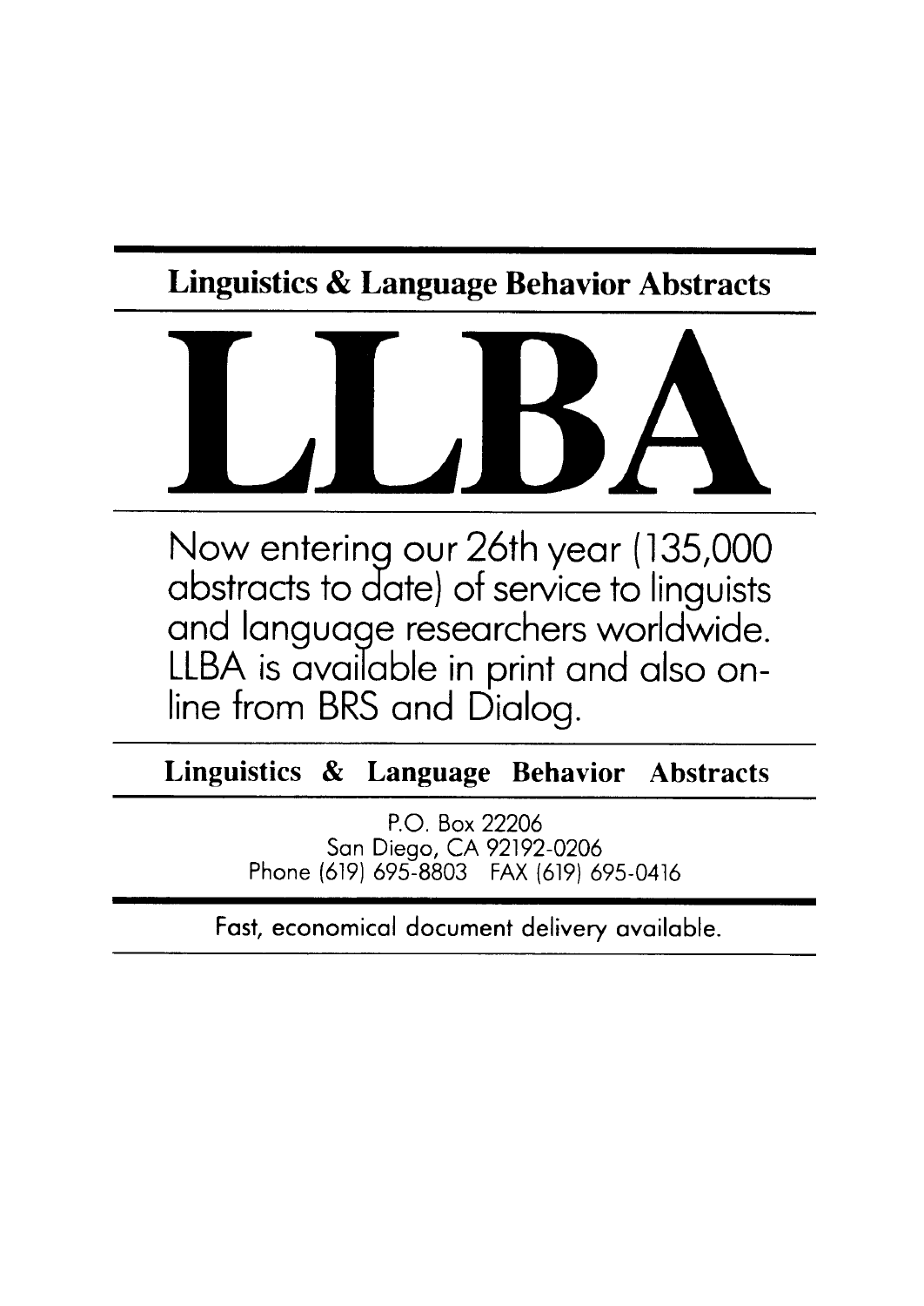**Linguistics & Language Behavior Abstracts**

# LLBA

Now entering our 26th year (135,000 abstracts to date) of service to linguists and language researchers worldwide. LLBA is available in print and also online from BRS and Dialog.

**Linguistics & Language Behavior Abstracts**

P.O. Box 22206
San Diego, CA 92192-0206
Phone (619) 695-8803 FAX (619) 695-0416

Fast, economical document delivery available.